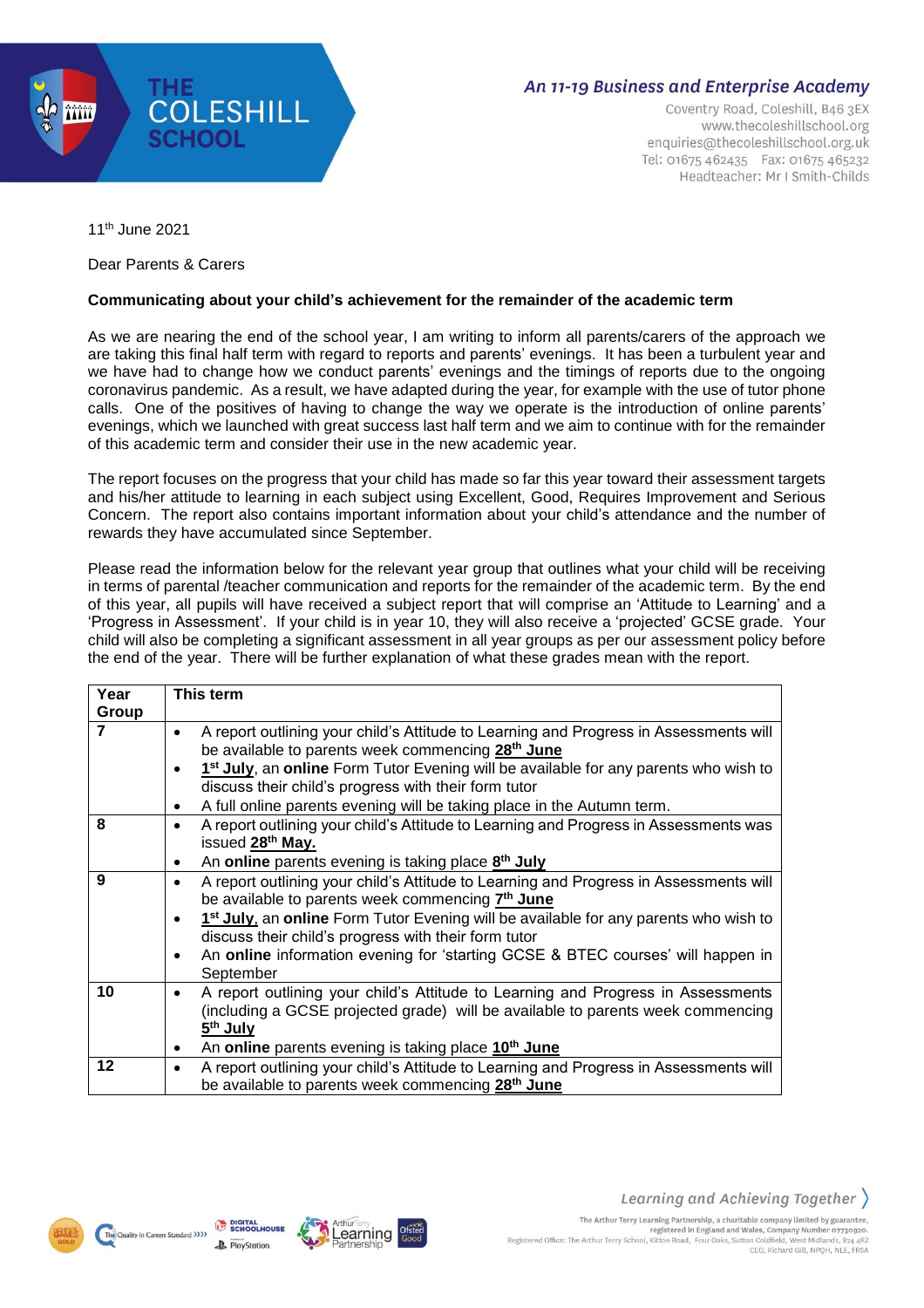THE COLESHILL SCHOOL

*An 11-19 Business and Enterprise Academy*

Coventry Road, Coleshill, B46 3EX
www.thecoleshillschool.org
enquiries@thecoleshillschool.org.uk
Tel: 01675 462435 Fax: 01675 465232
Headteacher: Mr I Smith-Childs

11th June 2021

Dear Parents & Carers

**Communicating about your child's achievement for the remainder of the academic term**

As we are nearing the end of the school year, I am writing to inform all parents/carers of the approach we are taking this final half term with regard to reports and parents' evenings. It has been a turbulent year and we have had to change how we conduct parents' evenings and the timings of reports due to the ongoing coronavirus pandemic. As a result, we have adapted during the year, for example with the use of tutor phone calls. One of the positives of having to change the way we operate is the introduction of online parents' evenings, which we launched with great success last half term and we aim to continue with for the remainder of this academic term and consider their use in the new academic year.

The report focuses on the progress that your child has made so far this year toward their assessment targets and his/her attitude to learning in each subject using Excellent, Good, Requires Improvement and Serious Concern. The report also contains important information about your child's attendance and the number of rewards they have accumulated since September.

Please read the information below for the relevant year group that outlines what your child will be receiving in terms of parental /teacher communication and reports for the remainder of the academic term. By the end of this year, all pupils will have received a subject report that will comprise an 'Attitude to Learning' and a 'Progress in Assessment'. If your child is in year 10, they will also receive a 'projected' GCSE grade. Your child will also be completing a significant assessment in all year groups as per our assessment policy before the end of the year. There will be further explanation of what these grades mean with the report.

| Year Group | This term |
|---|---|
| **7** | • A report outlining your child's Attitude to Learning and Progress in Assessments will be available to parents week commencing **28th June**<br>• **1st July**, an **online** Form Tutor Evening will be available for any parents who wish to discuss their child's progress with their form tutor<br>• A full online parents evening will be taking place in the Autumn term. |
| **8** | • A report outlining your child's Attitude to Learning and Progress in Assessments was issued **28th May.**<br>• An **online** parents evening is taking place **8th July** |
| **9** | • A report outlining your child's Attitude to Learning and Progress in Assessments will be available to parents week commencing **7th June**<br>• **1st July**, an **online** Form Tutor Evening will be available for any parents who wish to discuss their child's progress with their form tutor<br>• An **online** information evening for 'starting GCSE & BTEC courses' will happen in September |
| **10** | • A report outlining your child's Attitude to Learning and Progress in Assessments (including a GCSE projected grade) will be available to parents week commencing **5th July**<br>• An **online** parents evening is taking place **10th June** |
| **12** | • A report outlining your child's Attitude to Learning and Progress in Assessments will be available to parents week commencing **28th June** |

*Learning and Achieving Together*

The Arthur Terry Learning Partnership, a charitable company limited by guarantee, registered in England and Wales, Company Number 07730920. Registered Office: The Arthur Terry School, Kittoe Road, Four Oaks, Sutton Coldfield, West Midlands, B74 4RZ. CEO, Richard Gill, NPQH, NLE, FRSA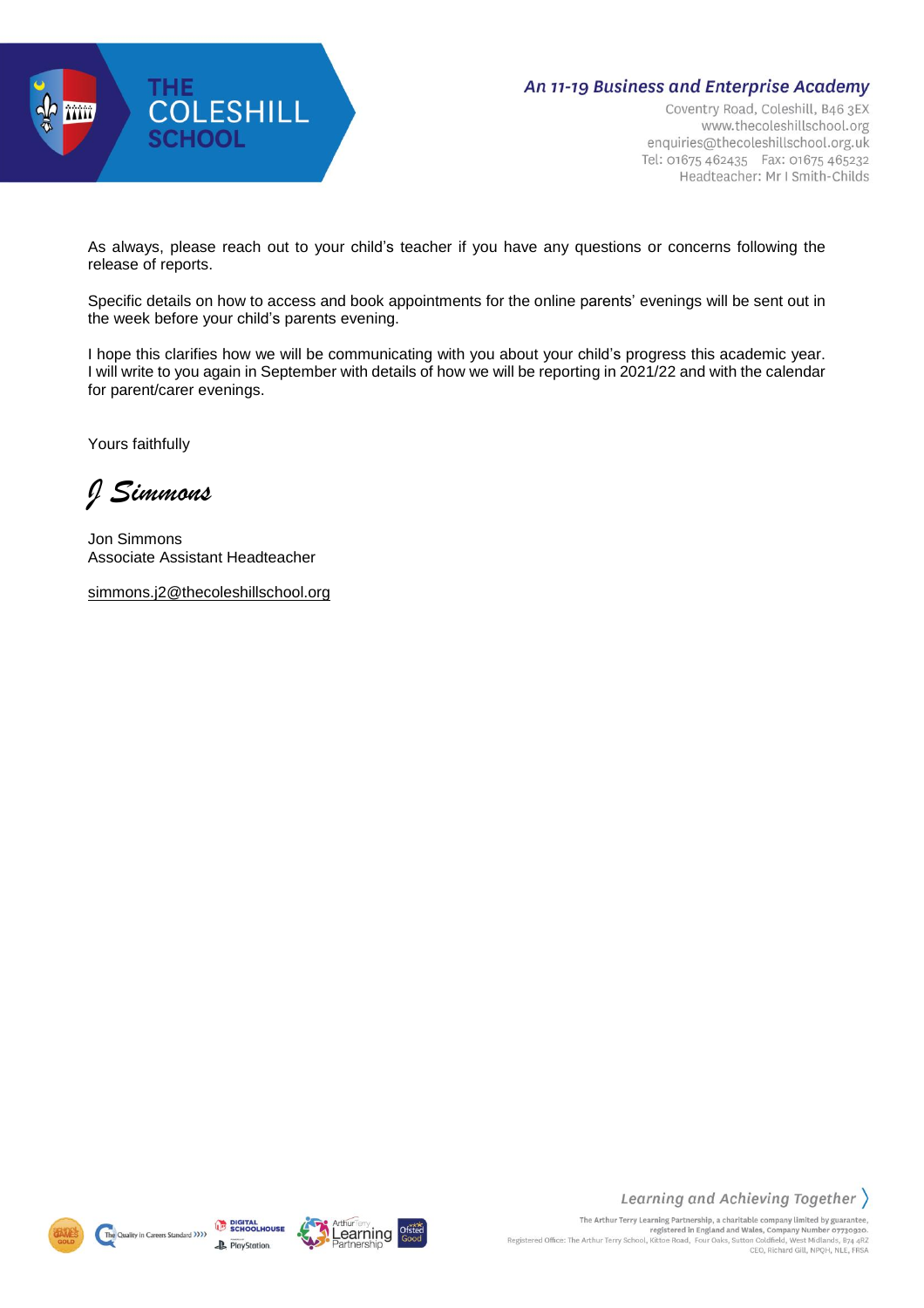As always, please reach out to your child's teacher if you have any questions or concerns following the release of reports.

Specific details on how to access and book appointments for the online parents' evenings will be sent out in the week before your child's parents evening.

I hope this clarifies how we will be communicating with you about your child's progress this academic year. I will write to you again in September with details of how we will be reporting in 2021/22 and with the calendar for parent/carer evenings.

Yours faithfully

*J Simmons*

Jon Simmons
Associate Assistant Headteacher

simmons.j2@thecoleshillschool.org